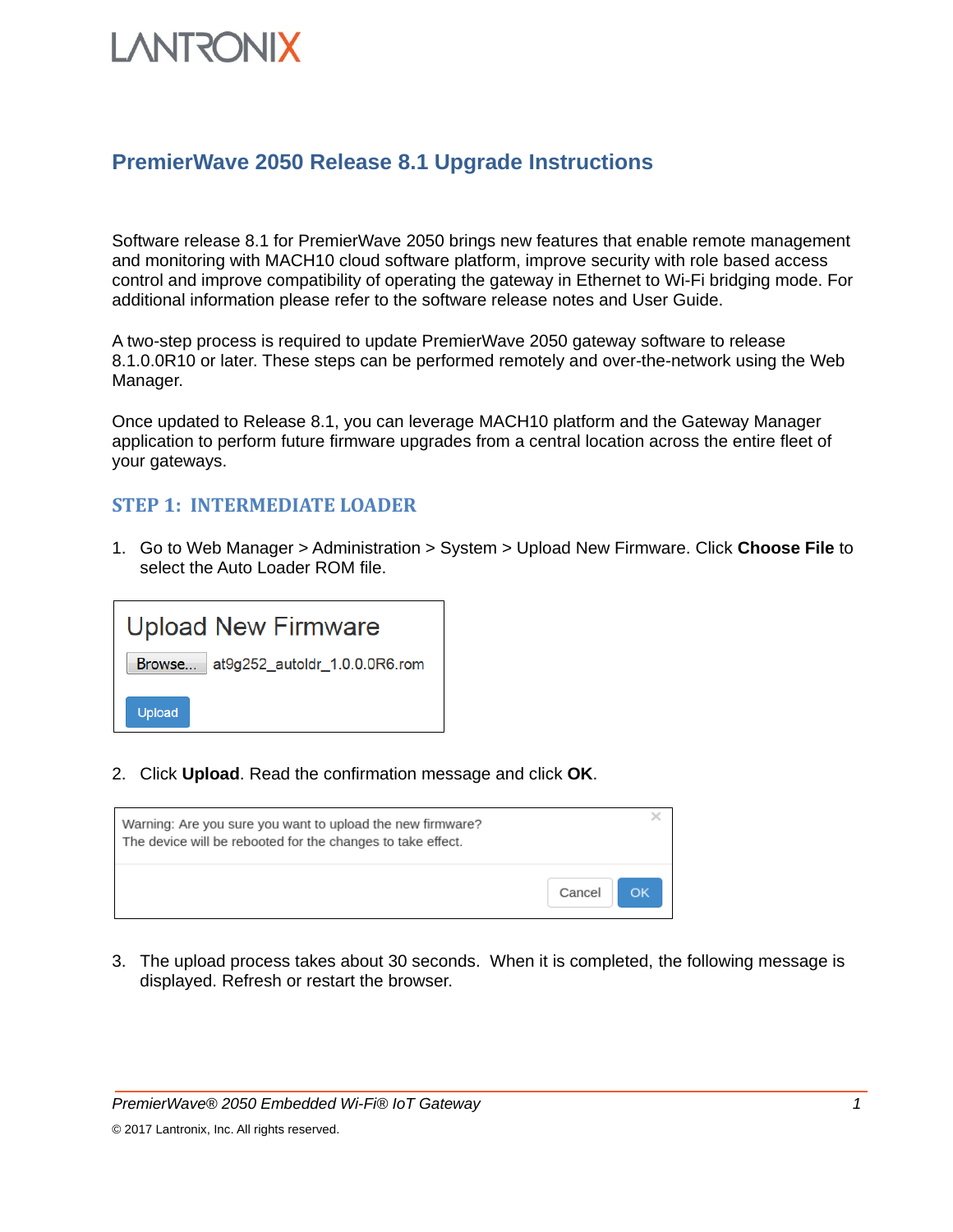# PremierWave 2050 Release 8.1 Upgrade Instructions

Software release 8.1 for PremierWave 2050 brings new features that enable remote management and monitoring with MACH10 cloud software platform, improve security with role based access control and improve compatibility of operating the gateway in Ethernet to Wi-Fi bridging mode. For additional information please refer to the software release notes and User Guide.

A two-step process is required to update PremierWave 2050 gateway software to release 8.1.0.0R10 or later. These steps can be performed remotely and over-the-network using the Web Manager.

Once updated to Release 8.1, you can leverage MACH10 platform and the Gateway Manager application to perform future firmware upgrades from a central location across the entire fleet of your gateways.

## STEP 1: INTERMEDIATE LOADER

1. Go to Web Manager > Administration > System > Upload New Firmware. Click **Choose File** to select the Auto Loader ROM file.

   Upload New Firmware

   Browse... at9g252_autoldr_1.0.0.0R6.rom

   Upload

2. Click **Upload**. Read the confirmation message and click **OK**.

   Warning: Are you sure you want to upload the new firmware?
   The device will be rebooted for the changes to take effect.

   Cancel OK

3. The upload process takes about 30 seconds. When it is completed, the following message is displayed. Refresh or restart the browser.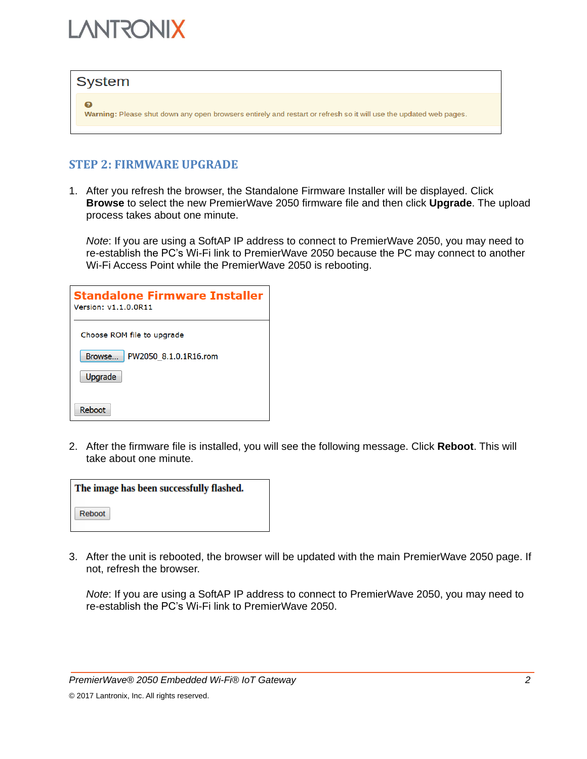System

Warning: Please shut down any open browsers entirely and restart or refresh so it will use the updated web pages.

## STEP 2: FIRMWARE UPGRADE

1. After you refresh the browser, the Standalone Firmware Installer will be displayed. Click **Browse** to select the new PremierWave 2050 firmware file and then click **Upgrade**. The upload process takes about one minute.

   *Note*: If you are using a SoftAP IP address to connect to PremierWave 2050, you may need to re-establish the PC's Wi-Fi link to PremierWave 2050 because the PC may connect to another Wi-Fi Access Point while the PremierWave 2050 is rebooting.

Standalone Firmware Installer
Version: v1.1.0.0R11

Choose ROM file to upgrade

Browse... PW2050_8.1.0.1R16.rom

Upgrade

Reboot

2. After the firmware file is installed, you will see the following message. Click **Reboot**. This will take about one minute.

The image has been successfully flashed.

Reboot

3. After the unit is rebooted, the browser will be updated with the main PremierWave 2050 page. If not, refresh the browser.

   *Note*: If you are using a SoftAP IP address to connect to PremierWave 2050, you may need to re-establish the PC's Wi-Fi link to PremierWave 2050.